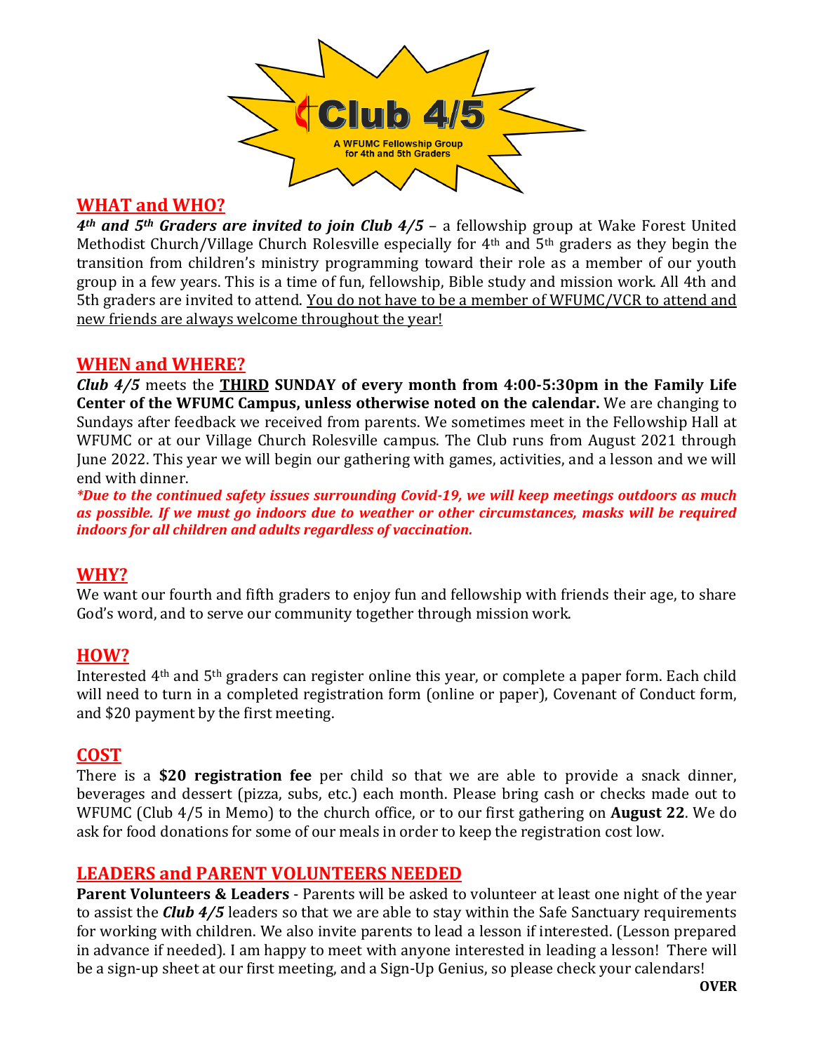Club 4/5

A WFUMC Fellowship Group for 4th and 5th Graders

## WHAT and WHO?

***4th and 5th Graders are invited to join Club 4/5*** – a fellowship group at Wake Forest United Methodist Church/Village Church Rolesville especially for 4th and 5th graders as they begin the transition from children's ministry programming toward their role as a member of our youth group in a few years. This is a time of fun, fellowship, Bible study and mission work. All 4th and 5th graders are invited to attend. <u>You do not have to be a member of WFUMC/VCR to attend and new friends are always welcome throughout the year!</u>

## WHEN and WHERE?

***Club 4/5*** meets the **<u>THIRD</u> SUNDAY of every month from 4:00-5:30pm in the Family Life Center of the WFUMC Campus, unless otherwise noted on the calendar.** We are changing to Sundays after feedback we received from parents. We sometimes meet in the Fellowship Hall at WFUMC or at our Village Church Rolesville campus. The Club runs from August 2021 through June 2022. This year we will begin our gathering with games, activities, and a lesson and we will end with dinner.

***\*Due to the continued safety issues surrounding Covid-19, we will keep meetings outdoors as much as possible. If we must go indoors due to weather or other circumstances, masks will be required indoors for all children and adults regardless of vaccination.***

## WHY?

We want our fourth and fifth graders to enjoy fun and fellowship with friends their age, to share God's word, and to serve our community together through mission work.

## HOW?

Interested 4th and 5th graders can register online this year, or complete a paper form. Each child will need to turn in a completed registration form (online or paper), Covenant of Conduct form, and $20 payment by the first meeting.

## COST

There is a **$20 registration fee** per child so that we are able to provide a snack dinner, beverages and dessert (pizza, subs, etc.) each month. Please bring cash or checks made out to WFUMC (Club 4/5 in Memo) to the church office, or to our first gathering on **August 22**. We do ask for food donations for some of our meals in order to keep the registration cost low.

## LEADERS and PARENT VOLUNTEERS NEEDED

**Parent Volunteers & Leaders** - Parents will be asked to volunteer at least one night of the year to assist the ***Club 4/5*** leaders so that we are able to stay within the Safe Sanctuary requirements for working with children. We also invite parents to lead a lesson if interested. (Lesson prepared in advance if needed). I am happy to meet with anyone interested in leading a lesson! There will be a sign-up sheet at our first meeting, and a Sign-Up Genius, so please check your calendars!

**OVER**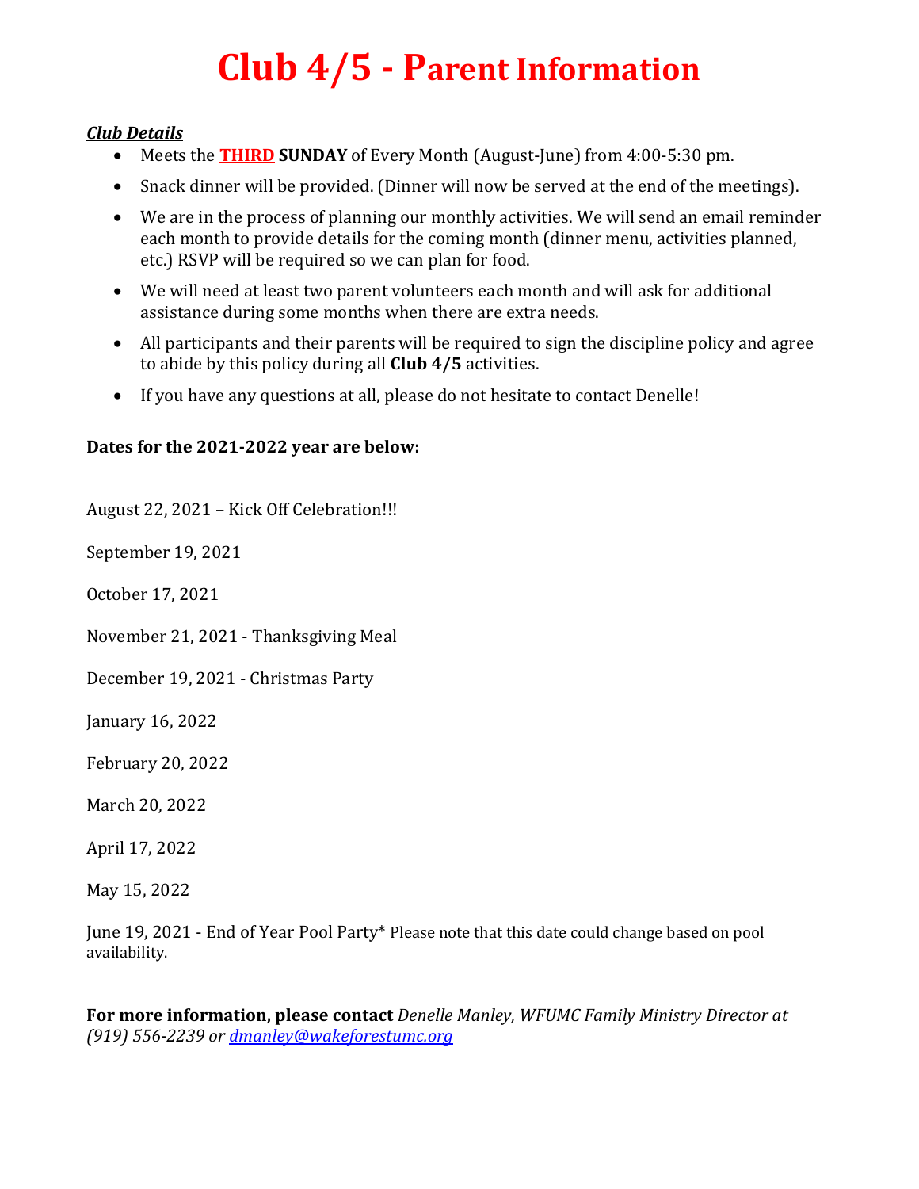# Club 4/5 - Parent Information

***Club Details***

- Meets the **THIRD SUNDAY** of Every Month (August-June) from 4:00-5:30 pm.
- Snack dinner will be provided. (Dinner will now be served at the end of the meetings).
- We are in the process of planning our monthly activities. We will send an email reminder each month to provide details for the coming month (dinner menu, activities planned, etc.) RSVP will be required so we can plan for food.
- We will need at least two parent volunteers each month and will ask for additional assistance during some months when there are extra needs.
- All participants and their parents will be required to sign the discipline policy and agree to abide by this policy during all **Club 4/5** activities.
- If you have any questions at all, please do not hesitate to contact Denelle!

**Dates for the 2021-2022 year are below:**

August 22, 2021 – Kick Off Celebration!!!

September 19, 2021

October 17, 2021

November 21, 2021 - Thanksgiving Meal

December 19, 2021 - Christmas Party

January 16, 2022

February 20, 2022

March 20, 2022

April 17, 2022

May 15, 2022

June 19, 2021 - End of Year Pool Party* Please note that this date could change based on pool availability.

**For more information, please contact** *Denelle Manley, WFUMC Family Ministry Director at (919) 556-2239 or dmanley@wakeforestumc.org*